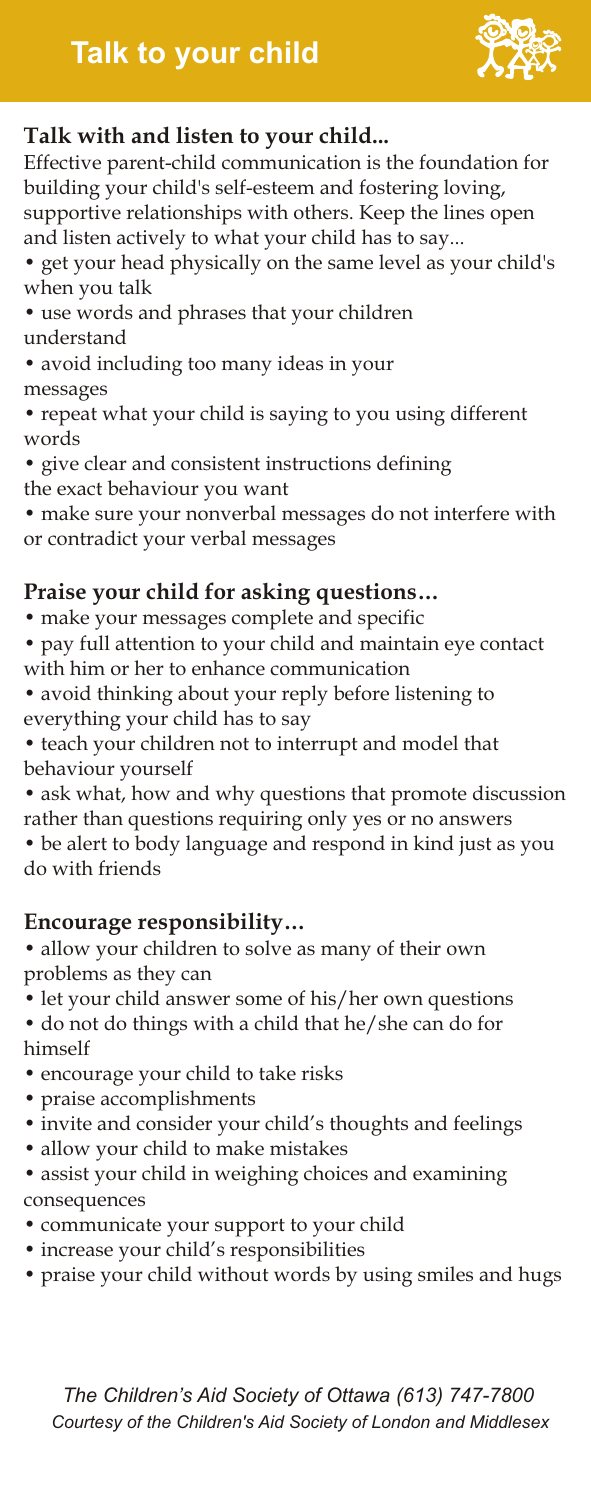# Talk to your child

## Talk with and listen to your child...

Effective parent-child communication is the foundation for building your child's self-esteem and fostering loving, supportive relationships with others. Keep the lines open and listen actively to what your child has to say...

- get your head physically on the same level as your child's when you talk
- use words and phrases that your children understand
- avoid including too many ideas in your messages
- repeat what your child is saying to you using different words
- give clear and consistent instructions defining the exact behaviour you want
- make sure your nonverbal messages do not interfere with or contradict your verbal messages

## Praise your child for asking questions…

- make your messages complete and specific
- pay full attention to your child and maintain eye contact with him or her to enhance communication
- avoid thinking about your reply before listening to everything your child has to say
- teach your children not to interrupt and model that behaviour yourself
- ask what, how and why questions that promote discussion rather than questions requiring only yes or no answers
- be alert to body language and respond in kind just as you do with friends

## Encourage responsibility…

- allow your children to solve as many of their own problems as they can
- let your child answer some of his/her own questions
- do not do things with a child that he/she can do for himself
- encourage your child to take risks
- praise accomplishments
- invite and consider your child's thoughts and feelings
- allow your child to make mistakes
- assist your child in weighing choices and examining consequences
- communicate your support to your child
- increase your child's responsibilities
- praise your child without words by using smiles and hugs

*The Children's Aid Society of Ottawa (613) 747-7800*
*Courtesy of the Children's Aid Society of London and Middlesex*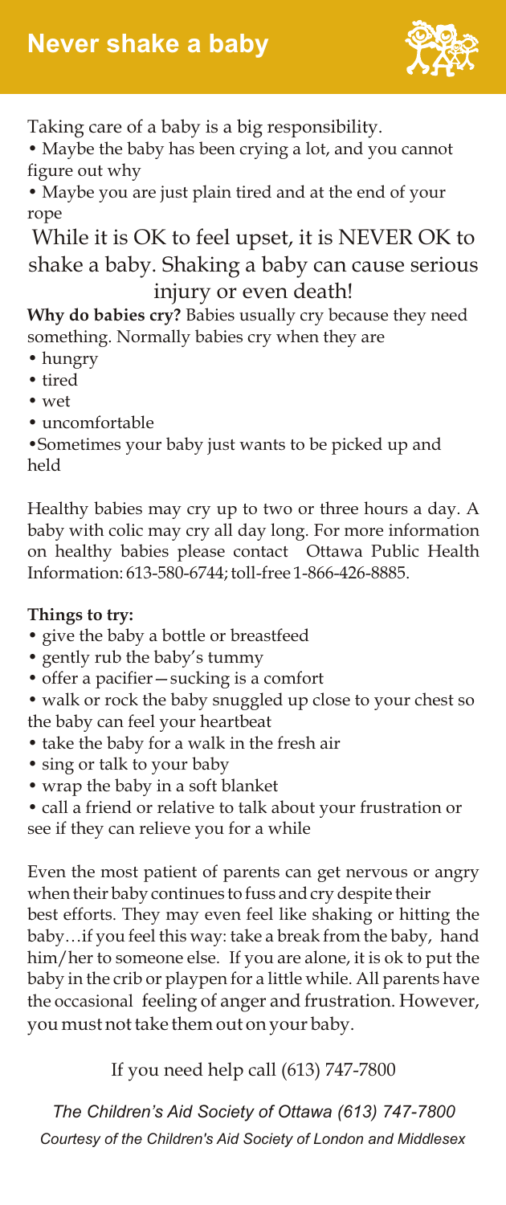# Never shake a baby

Taking care of a baby is a big responsibility.

- Maybe the baby has been crying a lot, and you cannot figure out why
- Maybe you are just plain tired and at the end of your rope

While it is OK to feel upset, it is NEVER OK to shake a baby. Shaking a baby can cause serious injury or even death!

**Why do babies cry?** Babies usually cry because they need something. Normally babies cry when they are

- hungry
- tired
- wet
- uncomfortable
- Sometimes your baby just wants to be picked up and held

Healthy babies may cry up to two or three hours a day. A baby with colic may cry all day long. For more information on healthy babies please contact Ottawa Public Health Information: 613-580-6744; toll-free 1-866-426-8885.

**Things to try:**

- give the baby a bottle or breastfeed
- gently rub the baby's tummy
- offer a pacifier—sucking is a comfort
- walk or rock the baby snuggled up close to your chest so the baby can feel your heartbeat
- take the baby for a walk in the fresh air
- sing or talk to your baby
- wrap the baby in a soft blanket
- call a friend or relative to talk about your frustration or see if they can relieve you for a while

Even the most patient of parents can get nervous or angry when their baby continues to fuss and cry despite their best efforts. They may even feel like shaking or hitting the baby…if you feel this way: take a break from the baby, hand him/her to someone else. If you are alone, it is ok to put the baby in the crib or playpen for a little while. All parents have the occasional feeling of anger and frustration. However, you must not take them out on your baby.

If you need help call (613) 747-7800

*The Children's Aid Society of Ottawa (613) 747-7800*

*Courtesy of the Children's Aid Society of London and Middlesex*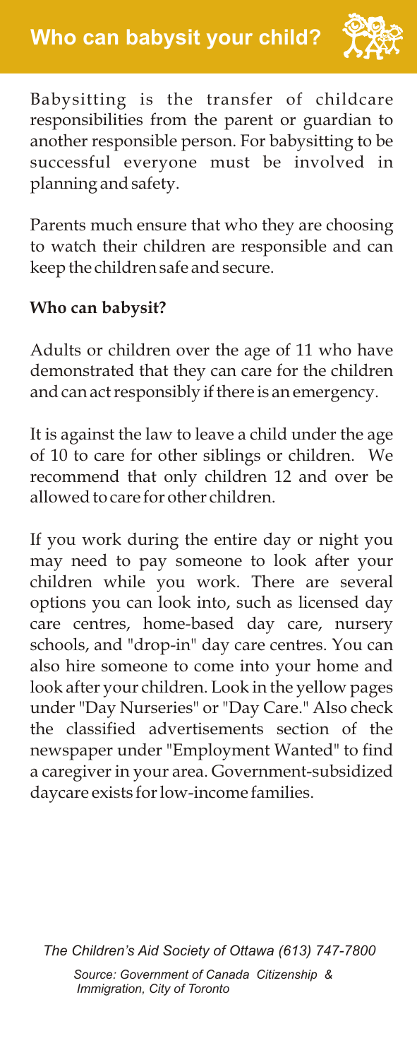# Who can babysit your child?

Babysitting is the transfer of childcare responsibilities from the parent or guardian to another responsible person. For babysitting to be successful everyone must be involved in planning and safety.

Parents much ensure that who they are choosing to watch their children are responsible and can keep the children safe and secure.

**Who can babysit?**

Adults or children over the age of 11 who have demonstrated that they can care for the children and can act responsibly if there is an emergency.

It is against the law to leave a child under the age of 10 to care for other siblings or children. We recommend that only children 12 and over be allowed to care for other children.

If you work during the entire day or night you may need to pay someone to look after your children while you work. There are several options you can look into, such as licensed day care centres, home-based day care, nursery schools, and "drop-in" day care centres. You can also hire someone to come into your home and look after your children. Look in the yellow pages under "Day Nurseries" or "Day Care." Also check the classified advertisements section of the newspaper under "Employment Wanted" to find a caregiver in your area. Government-subsidized daycare exists for low-income families.

*The Children's Aid Society of Ottawa (613) 747-7800*

*Source: Government of Canada Citizenship & Immigration, City of Toronto*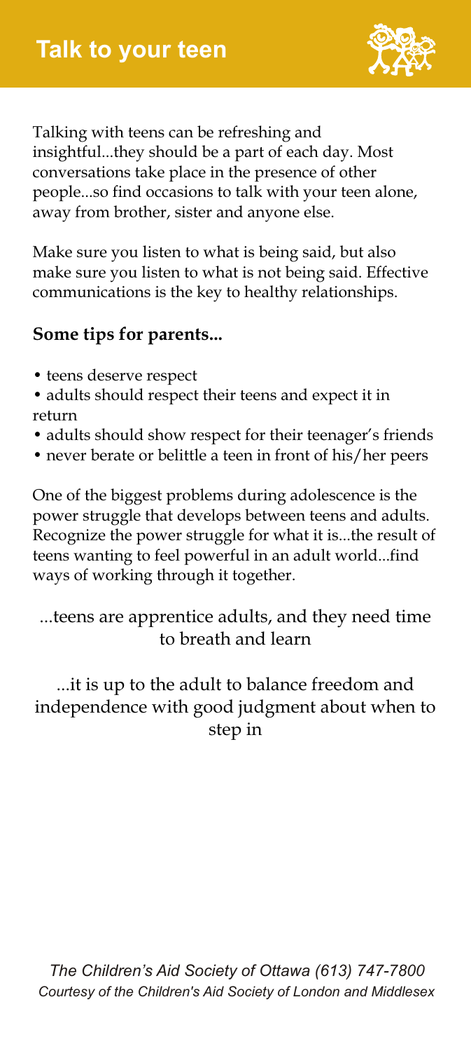# Talk to your teen

Talking with teens can be refreshing and insightful...they should be a part of each day. Most conversations take place in the presence of other people...so find occasions to talk with your teen alone, away from brother, sister and anyone else.

Make sure you listen to what is being said, but also make sure you listen to what is not being said. Effective communications is the key to healthy relationships.

**Some tips for parents...**

- teens deserve respect
- adults should respect their teens and expect it in return
- adults should show respect for their teenager's friends
- never berate or belittle a teen in front of his/her peers

One of the biggest problems during adolescence is the power struggle that develops between teens and adults. Recognize the power struggle for what it is...the result of teens wanting to feel powerful in an adult world...find ways of working through it together.

...teens are apprentice adults, and they need time to breath and learn

...it is up to the adult to balance freedom and independence with good judgment about when to step in

*The Children's Aid Society of Ottawa (613) 747-7800*
*Courtesy of the Children's Aid Society of London and Middlesex*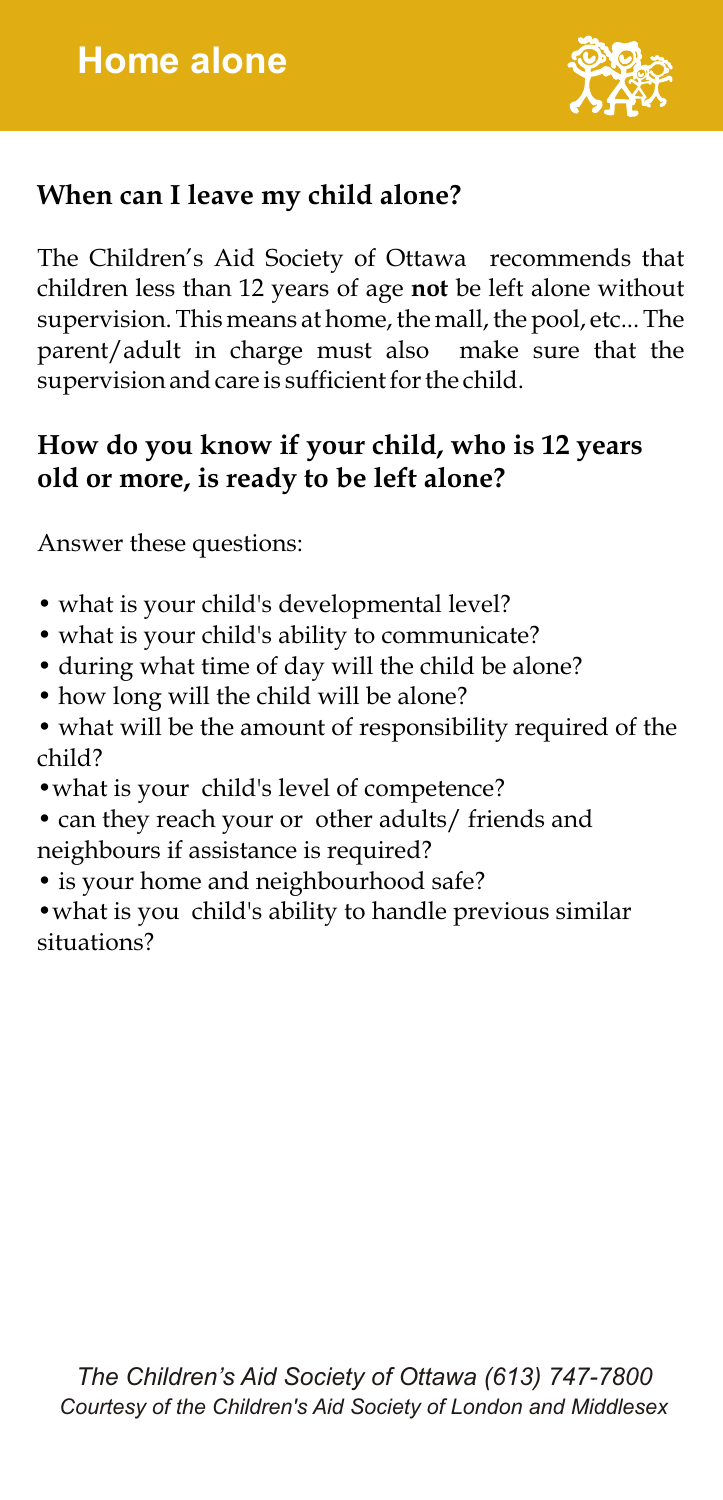# Home alone

## When can I leave my child alone?

The Children's Aid Society of Ottawa recommends that children less than 12 years of age **not** be left alone without supervision. This means at home, the mall, the pool, etc... The parent/adult in charge must also make sure that the supervision and care is sufficient for the child.

## How do you know if your child, who is 12 years old or more, is ready to be left alone?

Answer these questions:

- what is your child's developmental level?
- what is your child's ability to communicate?
- during what time of day will the child be alone?
- how long will the child will be alone?
- what will be the amount of responsibility required of the child?
- what is your child's level of competence?
- can they reach your or other adults/ friends and neighbours if assistance is required?
- is your home and neighbourhood safe?
- what is you child's ability to handle previous similar situations?

*The Children's Aid Society of Ottawa (613) 747-7800*
*Courtesy of the Children's Aid Society of London and Middlesex*